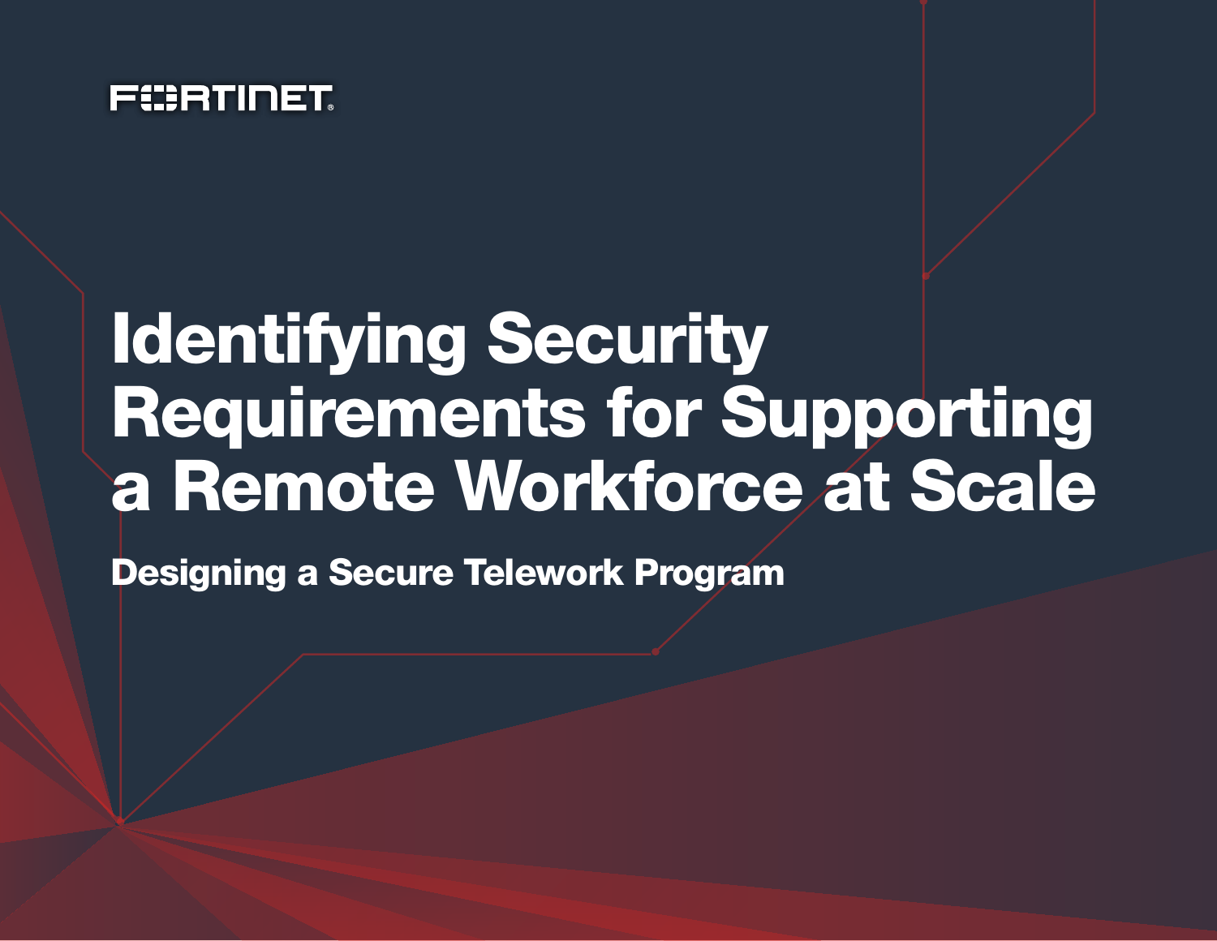FORTINET

# Identifying Security Requirements for Supporting a Remote Workforce at Scale

## Designing a Secure Telework Program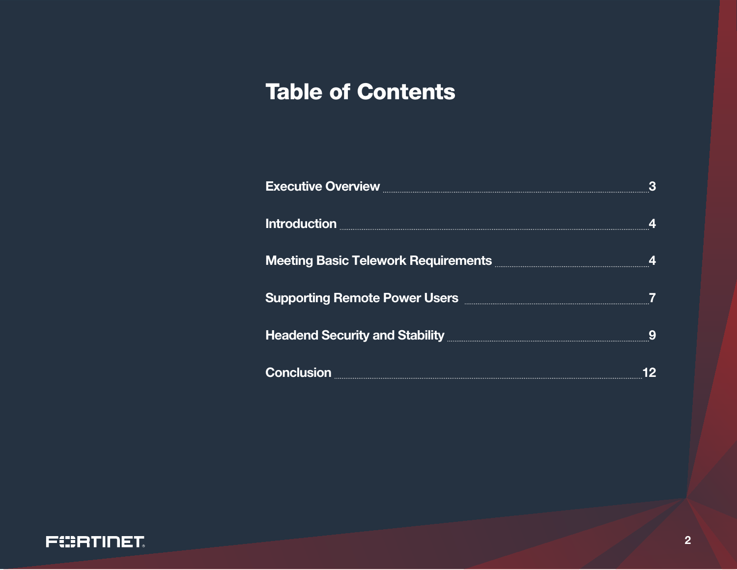# Table of Contents

| | |
|---|---|
| Executive Overview | 3 |
| Introduction | 4 |
| Meeting Basic Telework Requirements | 4 |
| Supporting Remote Power Users | 7 |
| Headend Security and Stability | 9 |
| Conclusion | 12 |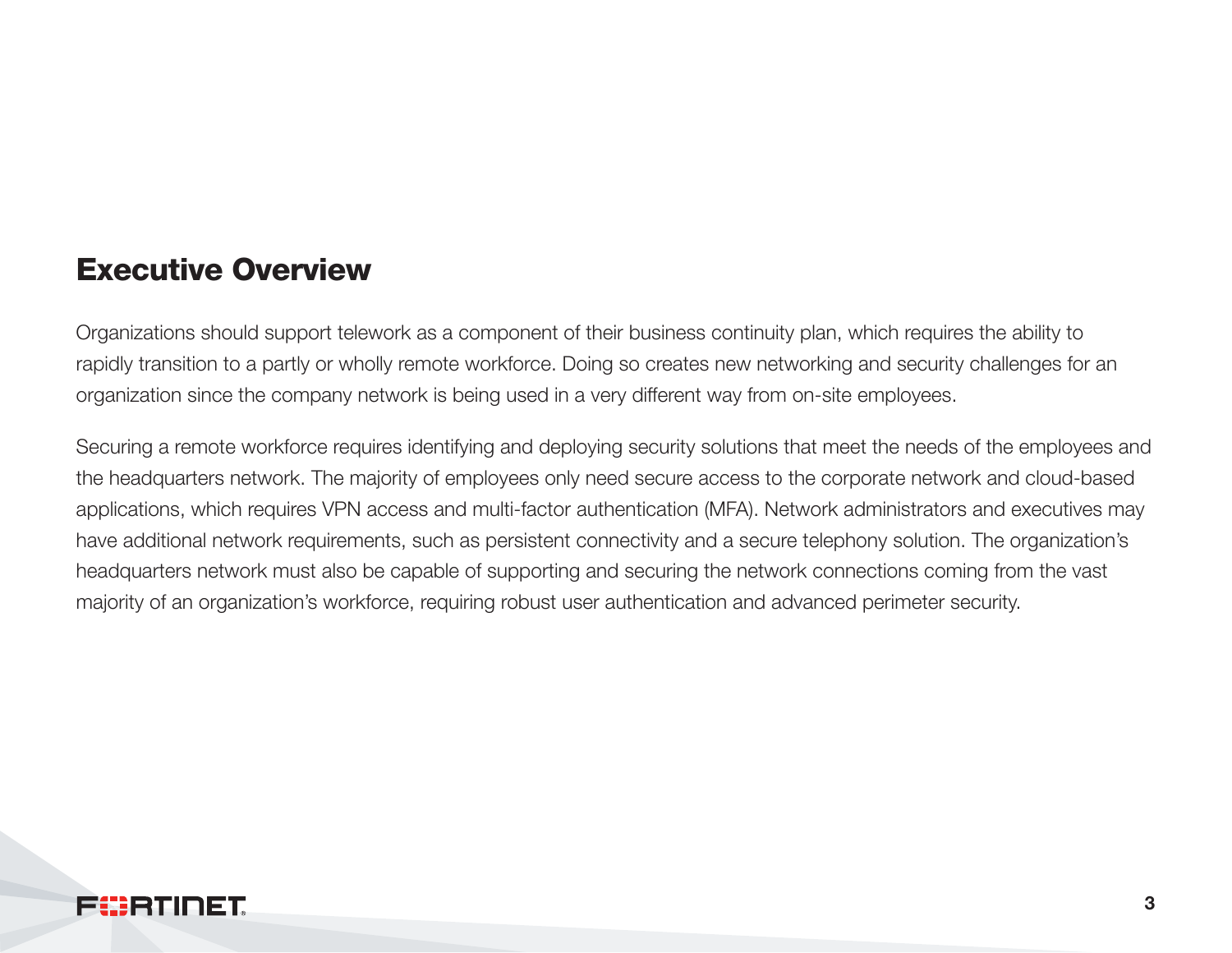## Executive Overview

Organizations should support telework as a component of their business continuity plan, which requires the ability to rapidly transition to a partly or wholly remote workforce. Doing so creates new networking and security challenges for an organization since the company network is being used in a very different way from on-site employees.

Securing a remote workforce requires identifying and deploying security solutions that meet the needs of the employees and the headquarters network. The majority of employees only need secure access to the corporate network and cloud-based applications, which requires VPN access and multi-factor authentication (MFA). Network administrators and executives may have additional network requirements, such as persistent connectivity and a secure telephony solution. The organization's headquarters network must also be capable of supporting and securing the network connections coming from the vast majority of an organization's workforce, requiring robust user authentication and advanced perimeter security.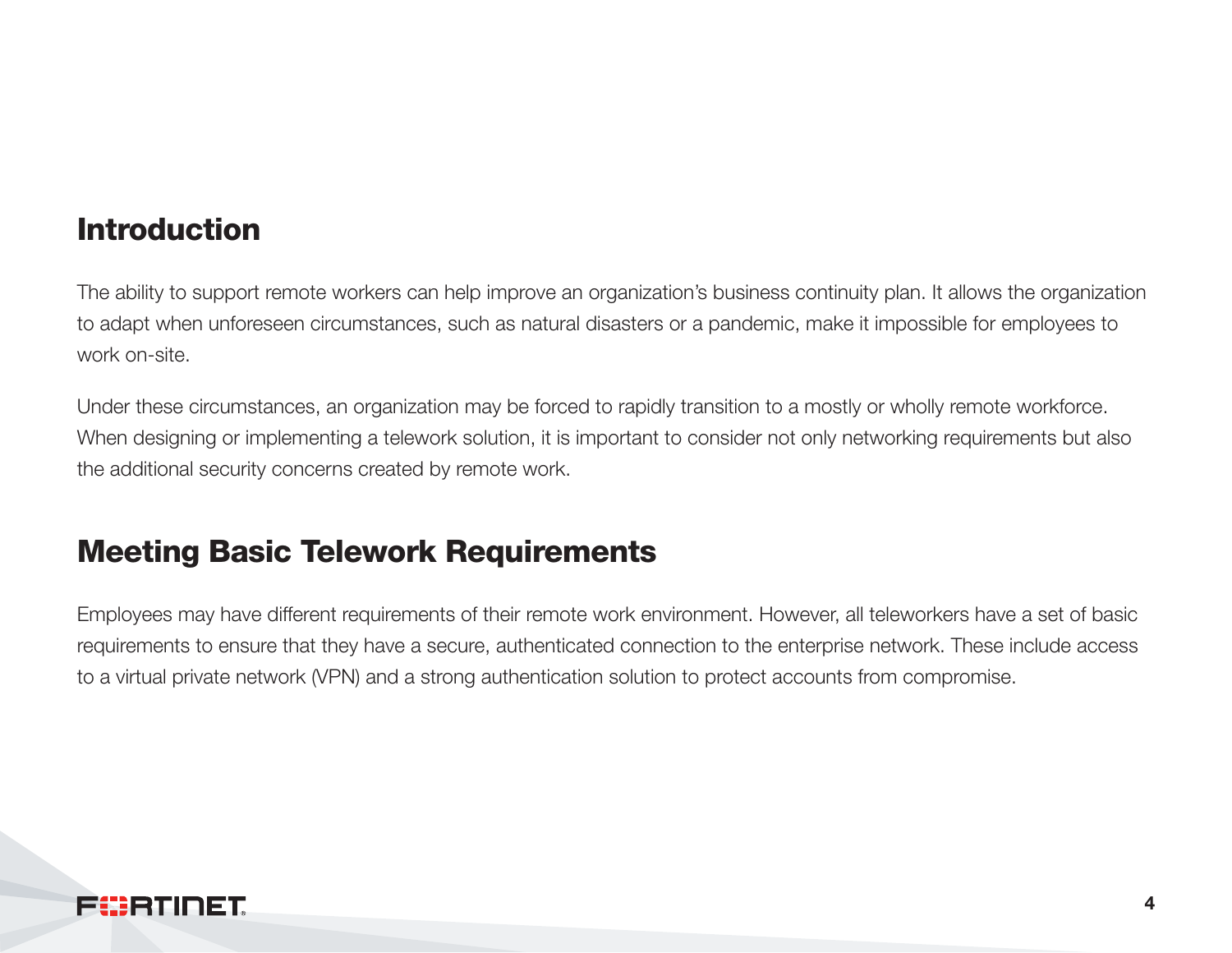## Introduction

The ability to support remote workers can help improve an organization's business continuity plan. It allows the organization to adapt when unforeseen circumstances, such as natural disasters or a pandemic, make it impossible for employees to work on-site.

Under these circumstances, an organization may be forced to rapidly transition to a mostly or wholly remote workforce. When designing or implementing a telework solution, it is important to consider not only networking requirements but also the additional security concerns created by remote work.

## Meeting Basic Telework Requirements

Employees may have different requirements of their remote work environment. However, all teleworkers have a set of basic requirements to ensure that they have a secure, authenticated connection to the enterprise network. These include access to a virtual private network (VPN) and a strong authentication solution to protect accounts from compromise.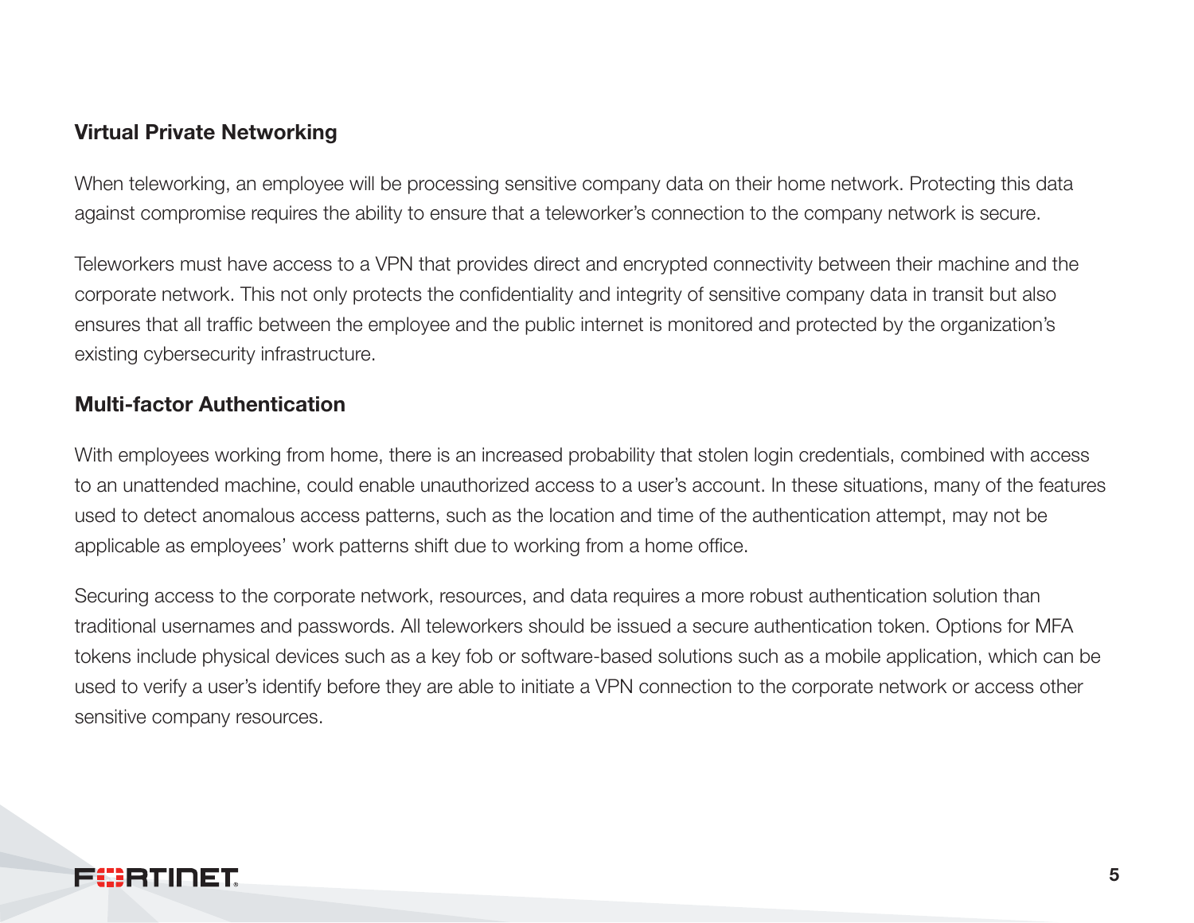## Virtual Private Networking

When teleworking, an employee will be processing sensitive company data on their home network. Protecting this data against compromise requires the ability to ensure that a teleworker's connection to the company network is secure.

Teleworkers must have access to a VPN that provides direct and encrypted connectivity between their machine and the corporate network. This not only protects the confidentiality and integrity of sensitive company data in transit but also ensures that all traffic between the employee and the public internet is monitored and protected by the organization's existing cybersecurity infrastructure.

## Multi-factor Authentication

With employees working from home, there is an increased probability that stolen login credentials, combined with access to an unattended machine, could enable unauthorized access to a user's account. In these situations, many of the features used to detect anomalous access patterns, such as the location and time of the authentication attempt, may not be applicable as employees' work patterns shift due to working from a home office.

Securing access to the corporate network, resources, and data requires a more robust authentication solution than traditional usernames and passwords. All teleworkers should be issued a secure authentication token. Options for MFA tokens include physical devices such as a key fob or software-based solutions such as a mobile application, which can be used to verify a user's identify before they are able to initiate a VPN connection to the corporate network or access other sensitive company resources.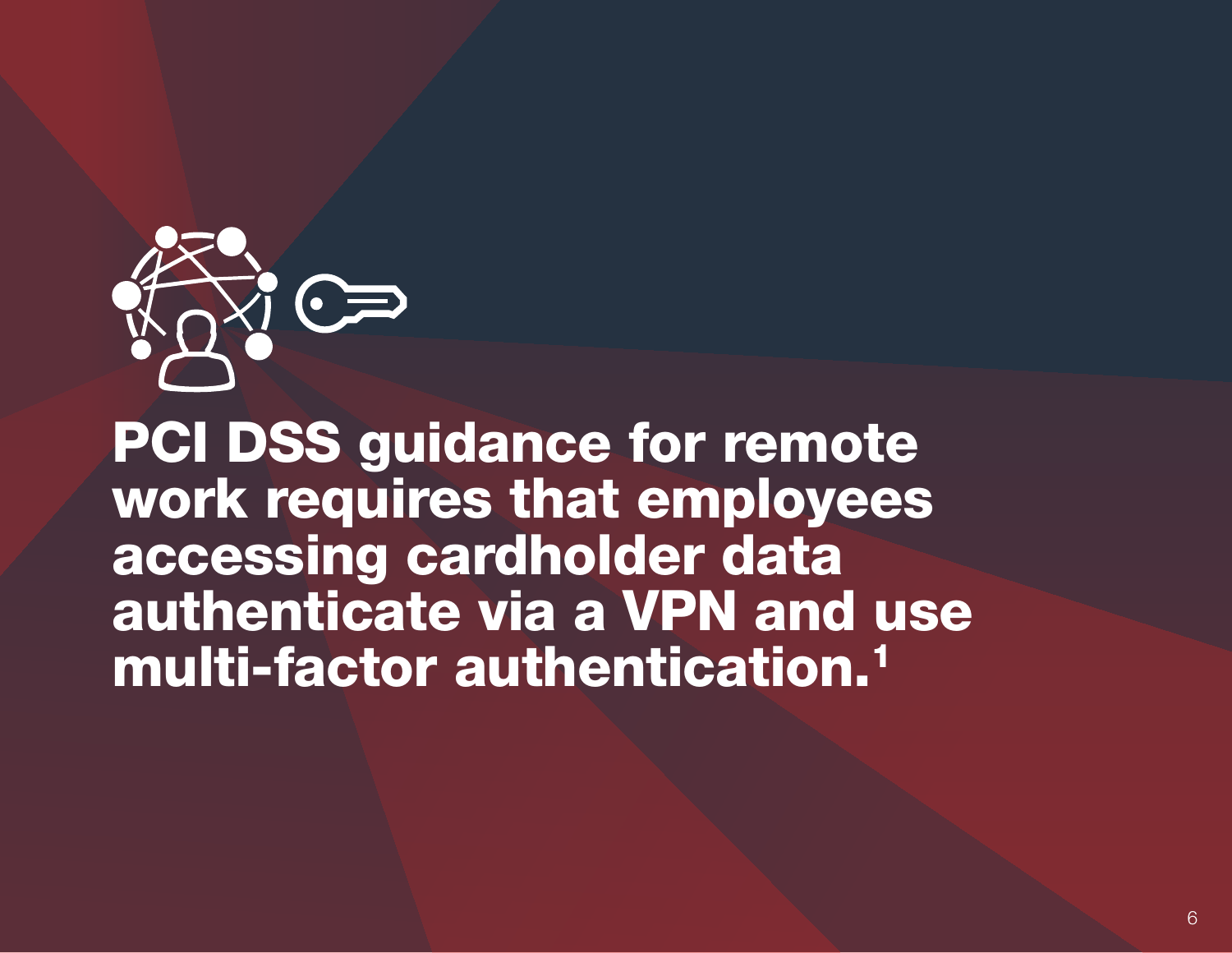**PCI DSS guidance for remote work requires that employees accessing cardholder data authenticate via a VPN and use multi-factor authentication.[1]**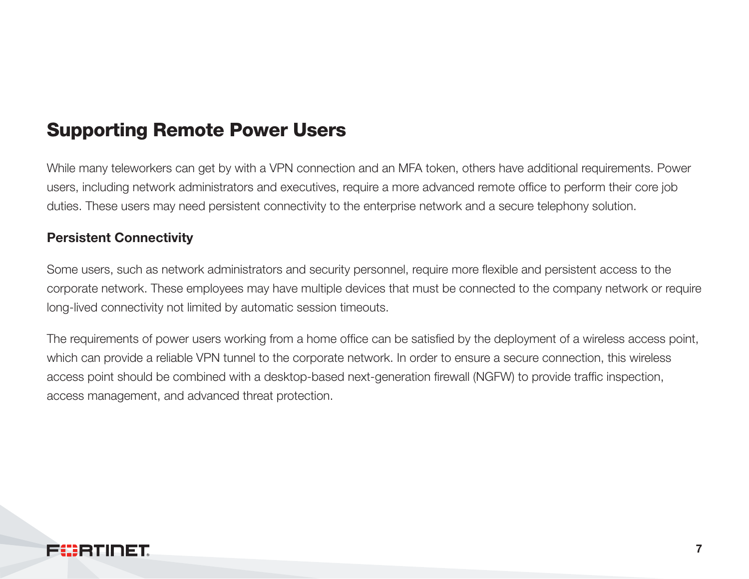## Supporting Remote Power Users

While many teleworkers can get by with a VPN connection and an MFA token, others have additional requirements. Power users, including network administrators and executives, require a more advanced remote office to perform their core job duties. These users may need persistent connectivity to the enterprise network and a secure telephony solution.

### Persistent Connectivity

Some users, such as network administrators and security personnel, require more flexible and persistent access to the corporate network. These employees may have multiple devices that must be connected to the company network or require long-lived connectivity not limited by automatic session timeouts.

The requirements of power users working from a home office can be satisfied by the deployment of a wireless access point, which can provide a reliable VPN tunnel to the corporate network. In order to ensure a secure connection, this wireless access point should be combined with a desktop-based next-generation firewall (NGFW) to provide traffic inspection, access management, and advanced threat protection.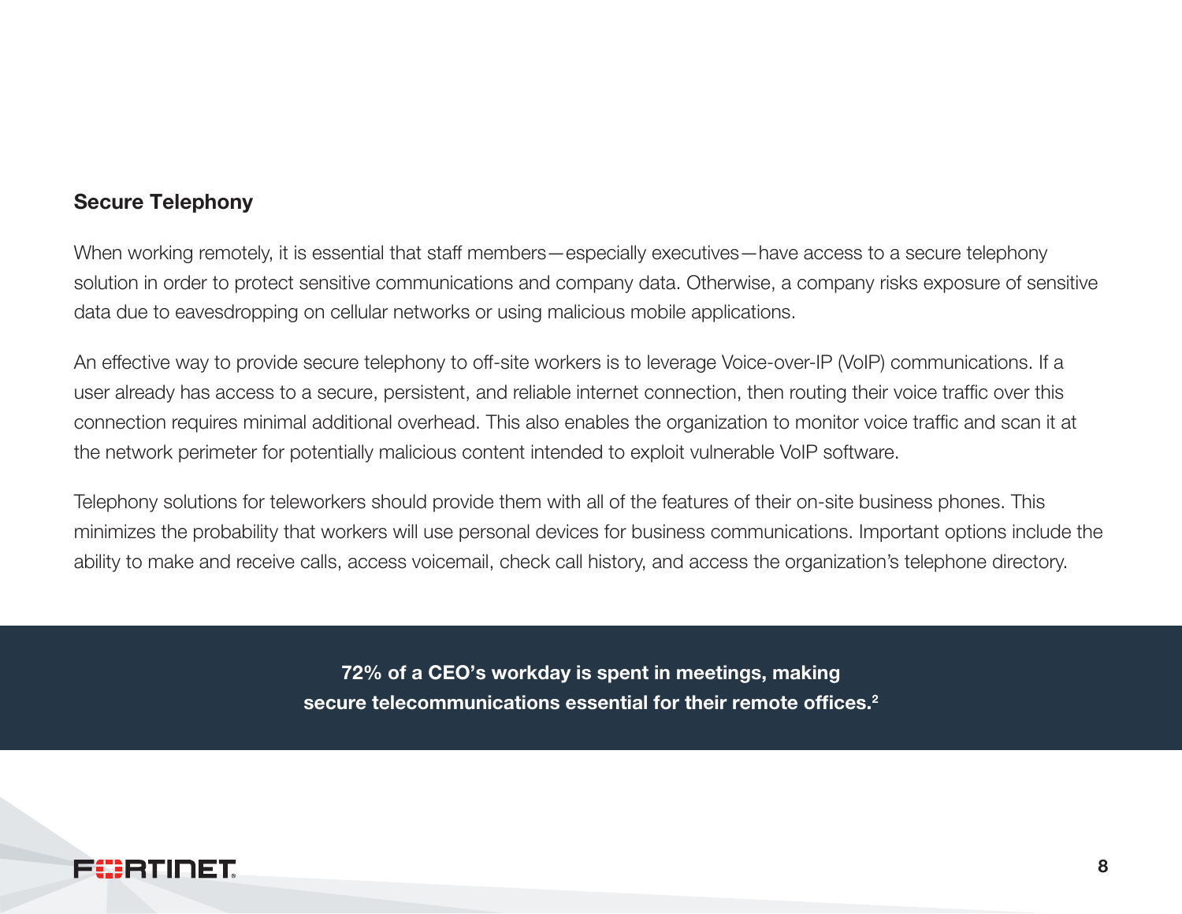### Secure Telephony

When working remotely, it is essential that staff members—especially executives—have access to a secure telephony solution in order to protect sensitive communications and company data. Otherwise, a company risks exposure of sensitive data due to eavesdropping on cellular networks or using malicious mobile applications.

An effective way to provide secure telephony to off-site workers is to leverage Voice-over-IP (VoIP) communications. If a user already has access to a secure, persistent, and reliable internet connection, then routing their voice traffic over this connection requires minimal additional overhead. This also enables the organization to monitor voice traffic and scan it at the network perimeter for potentially malicious content intended to exploit vulnerable VoIP software.

Telephony solutions for teleworkers should provide them with all of the features of their on-site business phones. This minimizes the probability that workers will use personal devices for business communications. Important options include the ability to make and receive calls, access voicemail, check call history, and access the organization's telephone directory.

**72% of a CEO's workday is spent in meetings, making secure telecommunications essential for their remote offices.[2]**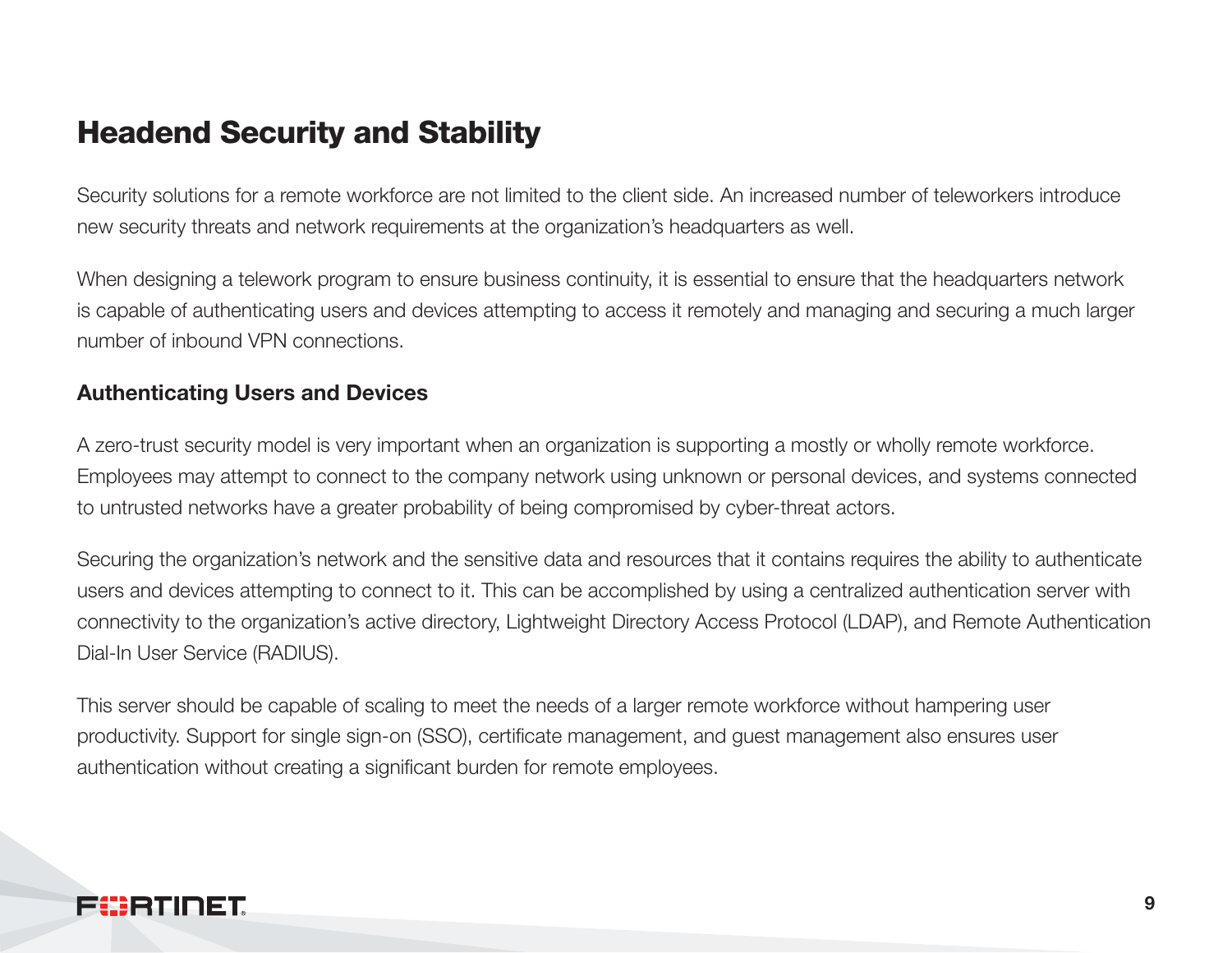## Headend Security and Stability

Security solutions for a remote workforce are not limited to the client side. An increased number of teleworkers introduce new security threats and network requirements at the organization's headquarters as well.

When designing a telework program to ensure business continuity, it is essential to ensure that the headquarters network is capable of authenticating users and devices attempting to access it remotely and managing and securing a much larger number of inbound VPN connections.

### Authenticating Users and Devices

A zero-trust security model is very important when an organization is supporting a mostly or wholly remote workforce. Employees may attempt to connect to the company network using unknown or personal devices, and systems connected to untrusted networks have a greater probability of being compromised by cyber-threat actors.

Securing the organization's network and the sensitive data and resources that it contains requires the ability to authenticate users and devices attempting to connect to it. This can be accomplished by using a centralized authentication server with connectivity to the organization's active directory, Lightweight Directory Access Protocol (LDAP), and Remote Authentication Dial-In User Service (RADIUS).

This server should be capable of scaling to meet the needs of a larger remote workforce without hampering user productivity. Support for single sign-on (SSO), certificate management, and guest management also ensures user authentication without creating a significant burden for remote employees.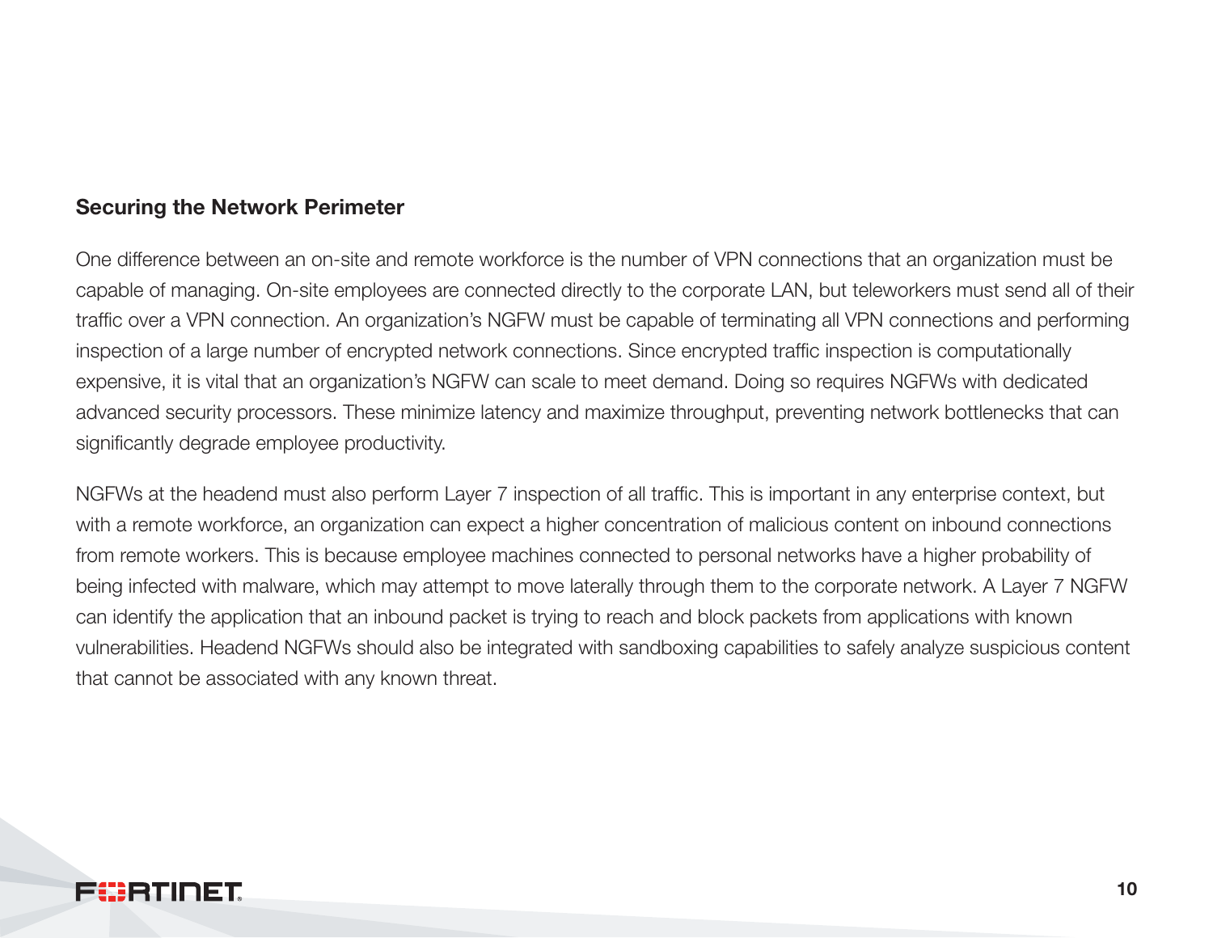## Securing the Network Perimeter

One difference between an on-site and remote workforce is the number of VPN connections that an organization must be capable of managing. On-site employees are connected directly to the corporate LAN, but teleworkers must send all of their traffic over a VPN connection. An organization's NGFW must be capable of terminating all VPN connections and performing inspection of a large number of encrypted network connections. Since encrypted traffic inspection is computationally expensive, it is vital that an organization's NGFW can scale to meet demand. Doing so requires NGFWs with dedicated advanced security processors. These minimize latency and maximize throughput, preventing network bottlenecks that can significantly degrade employee productivity.

NGFWs at the headend must also perform Layer 7 inspection of all traffic. This is important in any enterprise context, but with a remote workforce, an organization can expect a higher concentration of malicious content on inbound connections from remote workers. This is because employee machines connected to personal networks have a higher probability of being infected with malware, which may attempt to move laterally through them to the corporate network. A Layer 7 NGFW can identify the application that an inbound packet is trying to reach and block packets from applications with known vulnerabilities. Headend NGFWs should also be integrated with sandboxing capabilities to safely analyze suspicious content that cannot be associated with any known threat.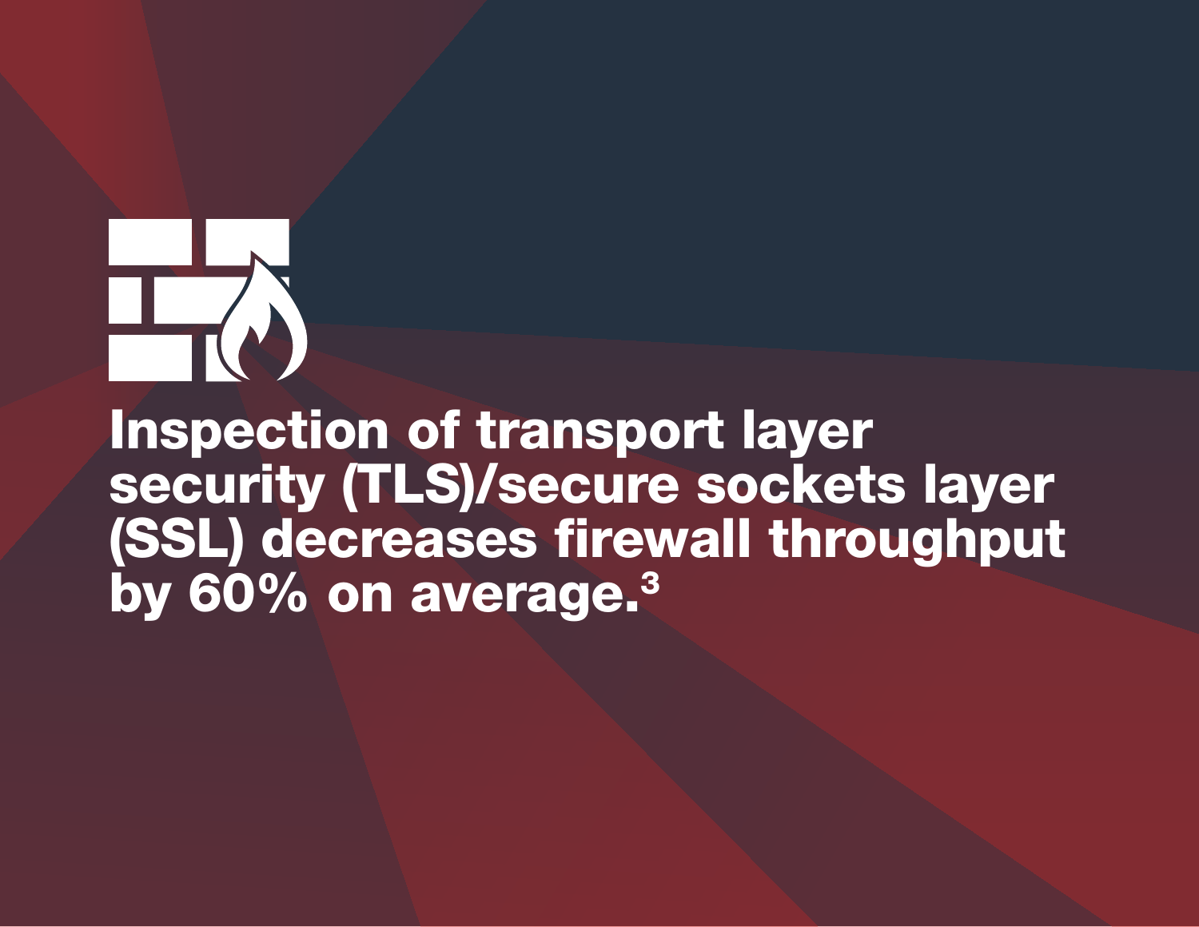**Inspection of transport layer security (TLS)/secure sockets layer (SSL) decreases firewall throughput by 60% on average.[3]**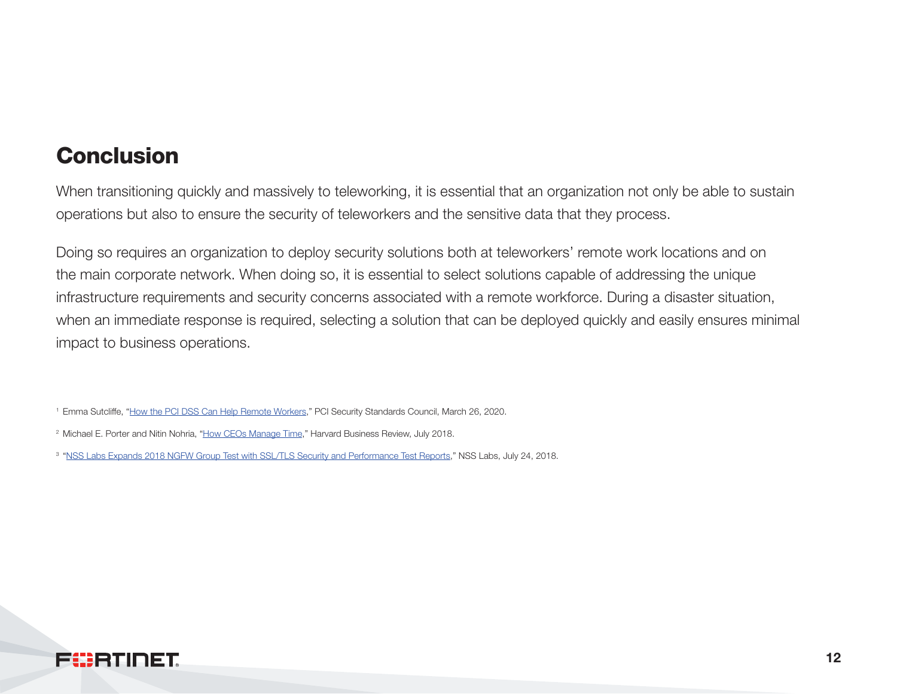## Conclusion

When transitioning quickly and massively to teleworking, it is essential that an organization not only be able to sustain operations but also to ensure the security of teleworkers and the sensitive data that they process.

Doing so requires an organization to deploy security solutions both at teleworkers' remote work locations and on the main corporate network. When doing so, it is essential to select solutions capable of addressing the unique infrastructure requirements and security concerns associated with a remote workforce. During a disaster situation, when an immediate response is required, selecting a solution that can be deployed quickly and easily ensures minimal impact to business operations.

[1] Emma Sutcliffe, "How the PCI DSS Can Help Remote Workers," PCI Security Standards Council, March 26, 2020.

[2] Michael E. Porter and Nitin Nohria, "How CEOs Manage Time," Harvard Business Review, July 2018.

[3] "NSS Labs Expands 2018 NGFW Group Test with SSL/TLS Security and Performance Test Reports," NSS Labs, July 24, 2018.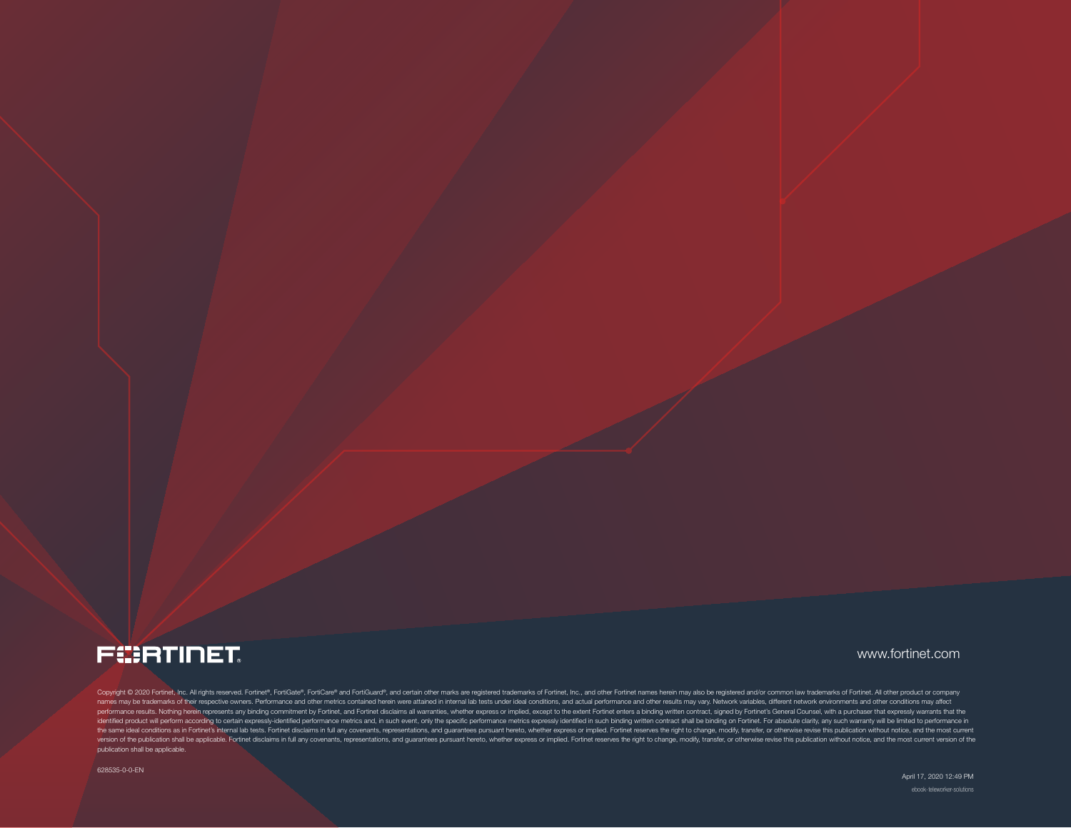FORTINET.

www.fortinet.com

Copyright © 2020 Fortinet, Inc. All rights reserved. Fortinet®, FortiGate®, FortiCare® and FortiGuard®, and certain other marks are registered trademarks of Fortinet, Inc., and other Fortinet names herein may also be registered and/or common law trademarks of Fortinet. All other product or company names may be trademarks of their respective owners. Performance and other metrics contained herein were attained in internal lab tests under ideal conditions, and actual performance and other results may vary. Network variables, different network environments and other conditions may affect performance results. Nothing herein represents any binding commitment by Fortinet, and Fortinet disclaims all warranties, whether express or implied, except to the extent Fortinet enters a binding written contract, signed by Fortinet's General Counsel, with a purchaser that expressly warrants that the identified product will perform according to certain expressly-identified performance metrics and, in such event, only the specific performance metrics expressly identified in such binding written contract shall be binding on Fortinet. For absolute clarity, any such warranty will be limited to performance in the same ideal conditions as in Fortinet's internal lab tests. Fortinet disclaims in full any covenants, representations, and guarantees pursuant hereto, whether express or implied. Fortinet reserves the right to change, modify, transfer, or otherwise revise this publication without notice, and the most current version of the publication shall be applicable. Fortinet disclaims in full any covenants, representations, and guarantees pursuant hereto, whether express or implied. Fortinet reserves the right to change, modify, transfer, or otherwise revise this publication without notice, and the most current version of the publication shall be applicable.

628535-0-0-EN

April 17, 2020 12:49 PM

ebook-teleworker-solutions